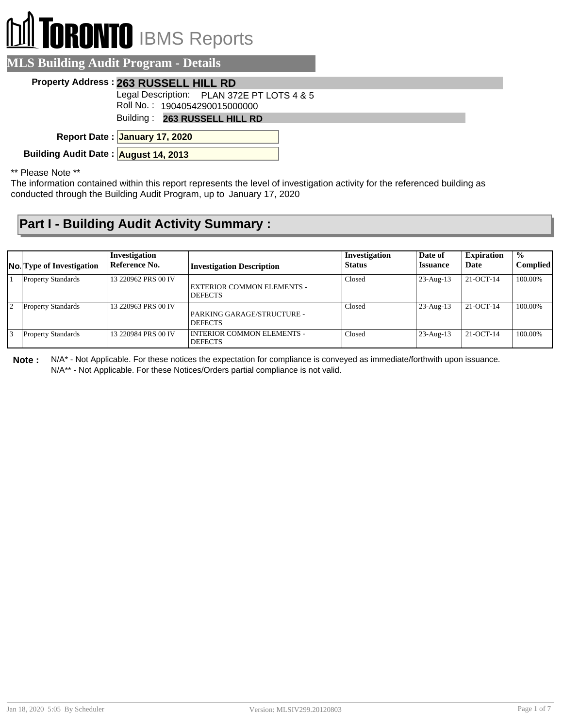TORONTO IBMS Reports

# MLS Building Audit Program - Details

**Property Address :** **263 RUSSELL HILL RD**

Legal Description: PLAN 372E PT LOTS 4 & 5

Roll No. : 1904054290015000000

Building : **263 RUSSELL HILL RD**

**Report Date :** **January 17, 2020**

**Building Audit Date :** **August 14, 2013**

** Please Note **

The information contained within this report represents the level of investigation activity for the referenced building as conducted through the Building Audit Program, up to January 17, 2020

## Part I - Building Audit Activity Summary :

| No. | Type of Investigation | Investigation Reference No. | Investigation Description | Investigation Status | Date of Issuance | Expiration Date | % Complied |
|---|---|---|---|---|---|---|---|
| 1 | Property Standards | 13 220962 PRS 00 IV | EXTERIOR COMMON ELEMENTS - DEFECTS | Closed | 23-Aug-13 | 21-OCT-14 | 100.00% |
| 2 | Property Standards | 13 220963 PRS 00 IV | PARKING GARAGE/STRUCTURE - DEFECTS | Closed | 23-Aug-13 | 21-OCT-14 | 100.00% |
| 3 | Property Standards | 13 220984 PRS 00 IV | INTERIOR COMMON ELEMENTS - DEFECTS | Closed | 23-Aug-13 | 21-OCT-14 | 100.00% |

**Note :** N/A* - Not Applicable. For these notices the expectation for compliance is conveyed as immediate/forthwith upon issuance.
N/A** - Not Applicable. For these Notices/Orders partial compliance is not valid.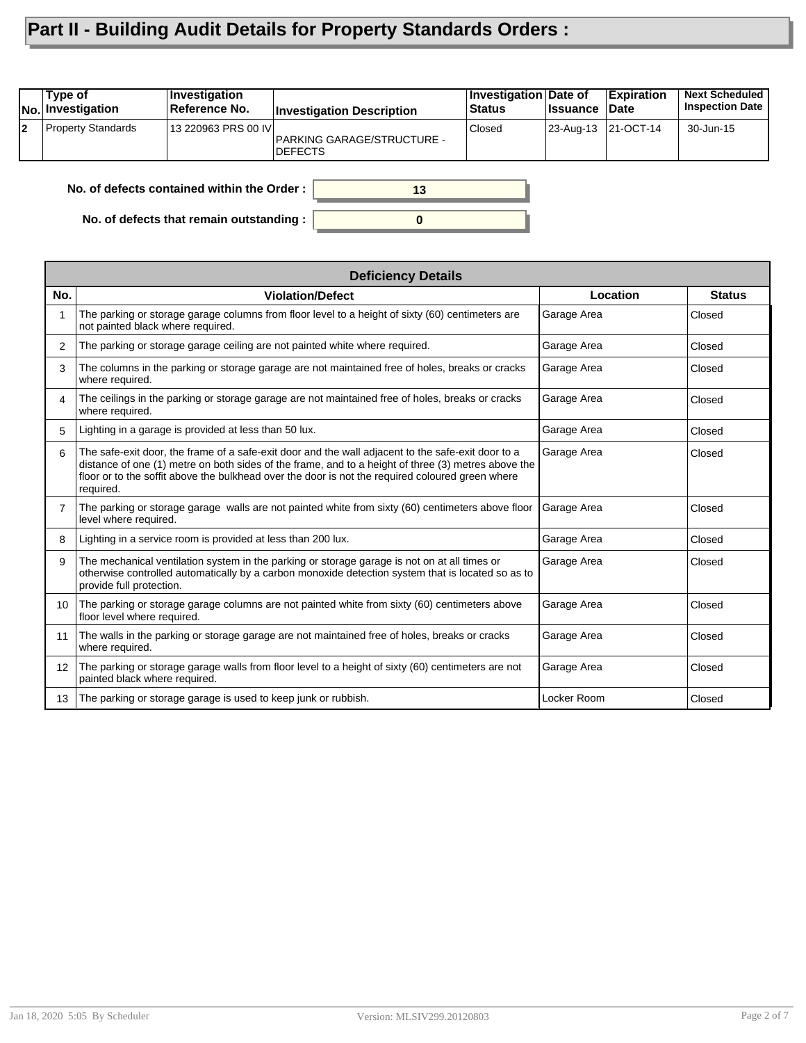# Part II - Building Audit Details for Property Standards Orders :

| No. | Type of Investigation | Investigation Reference No. | Investigation Description | Investigation Status | Date of Issuance | Expiration Date | Next Scheduled Inspection Date |
|---|---|---|---|---|---|---|---|
| 2 | Property Standards | 13 220963 PRS 00 IV | PARKING GARAGE/STRUCTURE - DEFECTS | Closed | 23-Aug-13 | 21-OCT-14 | 30-Jun-15 |

**No. of defects contained within the Order :** 13

**No. of defects that remain outstanding :** 0

| Deficiency Details | | | |
|---|---|---|---|
| **No.** | **Violation/Defect** | **Location** | **Status** |
| 1 | The parking or storage garage columns from floor level to a height of sixty (60) centimeters are not painted black where required. | Garage Area | Closed |
| 2 | The parking or storage garage ceiling are not painted white where required. | Garage Area | Closed |
| 3 | The columns in the parking or storage garage are not maintained free of holes, breaks or cracks where required. | Garage Area | Closed |
| 4 | The ceilings in the parking or storage garage are not maintained free of holes, breaks or cracks where required. | Garage Area | Closed |
| 5 | Lighting in a garage is provided at less than 50 lux. | Garage Area | Closed |
| 6 | The safe-exit door, the frame of a safe-exit door and the wall adjacent to the safe-exit door to a distance of one (1) metre on both sides of the frame, and to a height of three (3) metres above the floor or to the soffit above the bulkhead over the door is not the required coloured green where required. | Garage Area | Closed |
| 7 | The parking or storage garage walls are not painted white from sixty (60) centimeters above floor level where required. | Garage Area | Closed |
| 8 | Lighting in a service room is provided at less than 200 lux. | Garage Area | Closed |
| 9 | The mechanical ventilation system in the parking or storage garage is not on at all times or otherwise controlled automatically by a carbon monoxide detection system that is located so as to provide full protection. | Garage Area | Closed |
| 10 | The parking or storage garage columns are not painted white from sixty (60) centimeters above floor level where required. | Garage Area | Closed |
| 11 | The walls in the parking or storage garage are not maintained free of holes, breaks or cracks where required. | Garage Area | Closed |
| 12 | The parking or storage garage walls from floor level to a height of sixty (60) centimeters are not painted black where required. | Garage Area | Closed |
| 13 | The parking or storage garage is used to keep junk or rubbish. | Locker Room | Closed |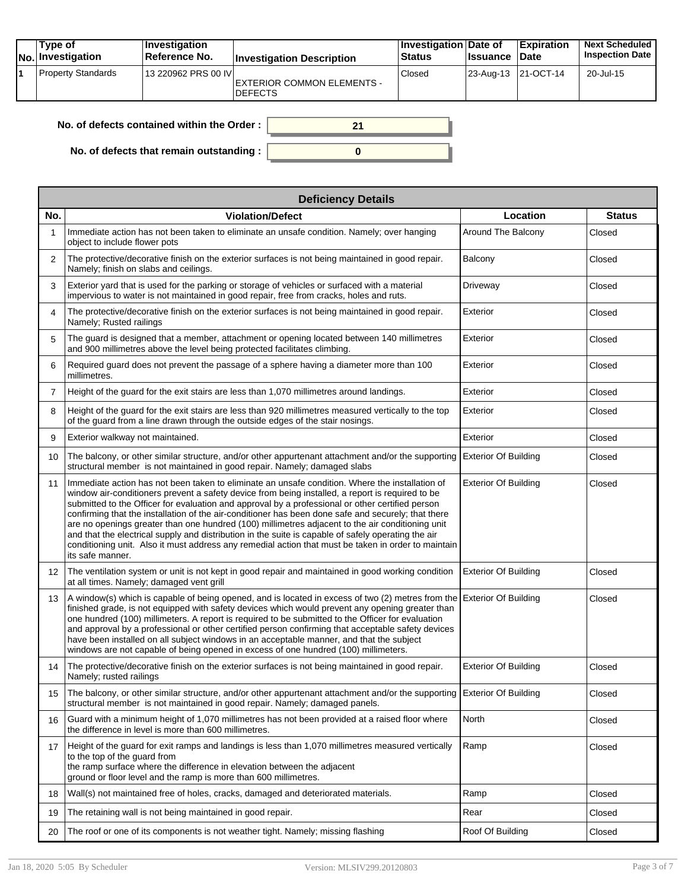| No. | Type of Investigation | Investigation Reference No. | Investigation Description | Investigation Status | Date of Issuance | Expiration Date | Next Scheduled Inspection Date |
|---|---|---|---|---|---|---|---|
| 1 | Property Standards | 13 220962 PRS 00 IV | EXTERIOR COMMON ELEMENTS - DEFECTS | Closed | 23-Aug-13 | 21-OCT-14 | 20-Jul-15 |

**No. of defects contained within the Order :** 21

**No. of defects that remain outstanding :** 0

| Deficiency Details | | | |
|---|---|---|---|
| **No.** | **Violation/Defect** | **Location** | **Status** |
| 1 | Immediate action has not been taken to eliminate an unsafe condition. Namely; over hanging object to include flower pots | Around The Balcony | Closed |
| 2 | The protective/decorative finish on the exterior surfaces is not being maintained in good repair. Namely; finish on slabs and ceilings. | Balcony | Closed |
| 3 | Exterior yard that is used for the parking or storage of vehicles or surfaced with a material impervious to water is not maintained in good repair, free from cracks, holes and ruts. | Driveway | Closed |
| 4 | The protective/decorative finish on the exterior surfaces is not being maintained in good repair. Namely; Rusted railings | Exterior | Closed |
| 5 | The guard is designed that a member, attachment or opening located between 140 millimetres and 900 millimetres above the level being protected facilitates climbing. | Exterior | Closed |
| 6 | Required guard does not prevent the passage of a sphere having a diameter more than 100 millimetres. | Exterior | Closed |
| 7 | Height of the guard for the exit stairs are less than 1,070 millimetres around landings. | Exterior | Closed |
| 8 | Height of the guard for the exit stairs are less than 920 millimetres measured vertically to the top of the guard from a line drawn through the outside edges of the stair nosings. | Exterior | Closed |
| 9 | Exterior walkway not maintained. | Exterior | Closed |
| 10 | The balcony, or other similar structure, and/or other appurtenant attachment and/or the supporting structural member is not maintained in good repair. Namely; damaged slabs | Exterior Of Building | Closed |
| 11 | Immediate action has not been taken to eliminate an unsafe condition. Where the installation of window air-conditioners prevent a safety device from being installed, a report is required to be submitted to the Officer for evaluation and approval by a professional or other certified person confirming that the installation of the air-conditioner has been done safe and securely; that there are no openings greater than one hundred (100) millimetres adjacent to the air conditioning unit and that the electrical supply and distribution in the suite is capable of safely operating the air conditioning unit. Also it must address any remedial action that must be taken in order to maintain its safe manner. | Exterior Of Building | Closed |
| 12 | The ventilation system or unit is not kept in good repair and maintained in good working condition at all times. Namely; damaged vent grill | Exterior Of Building | Closed |
| 13 | A window(s) which is capable of being opened, and is located in excess of two (2) metres from the finished grade, is not equipped with safety devices which would prevent any opening greater than one hundred (100) millimeters. A report is required to be submitted to the Officer for evaluation and approval by a professional or other certified person confirming that acceptable safety devices have been installed on all subject windows in an acceptable manner, and that the subject windows are not capable of being opened in excess of one hundred (100) millimeters. | Exterior Of Building | Closed |
| 14 | The protective/decorative finish on the exterior surfaces is not being maintained in good repair. Namely; rusted railings | Exterior Of Building | Closed |
| 15 | The balcony, or other similar structure, and/or other appurtenant attachment and/or the supporting structural member is not maintained in good repair. Namely; damaged panels. | Exterior Of Building | Closed |
| 16 | Guard with a minimum height of 1,070 millimetres has not been provided at a raised floor where the difference in level is more than 600 millimetres. | North | Closed |
| 17 | Height of the guard for exit ramps and landings is less than 1,070 millimetres measured vertically to the top of the guard from the ramp surface where the difference in elevation between the adjacent ground or floor level and the ramp is more than 600 millimetres. | Ramp | Closed |
| 18 | Wall(s) not maintained free of holes, cracks, damaged and deteriorated materials. | Ramp | Closed |
| 19 | The retaining wall is not being maintained in good repair. | Rear | Closed |
| 20 | The roof or one of its components is not weather tight. Namely; missing flashing | Roof Of Building | Closed |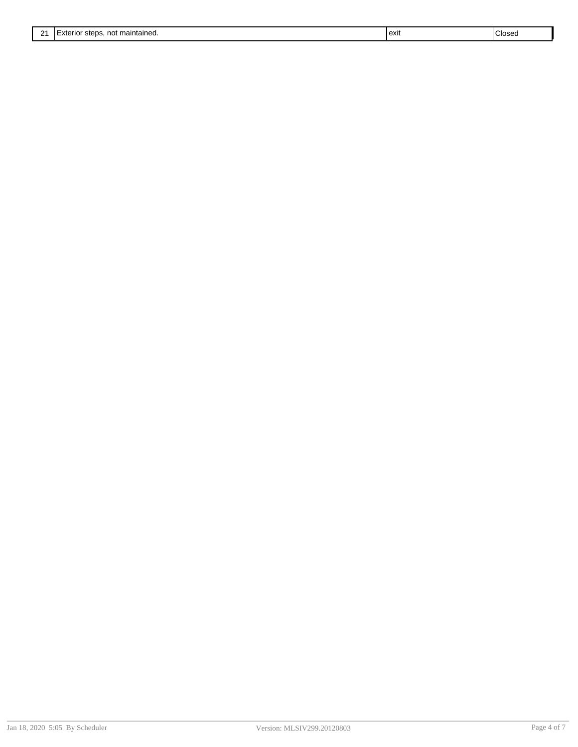| | | | |
|---|---|---|---|
| 21 | Exterior steps, not maintained. | exit | Closed |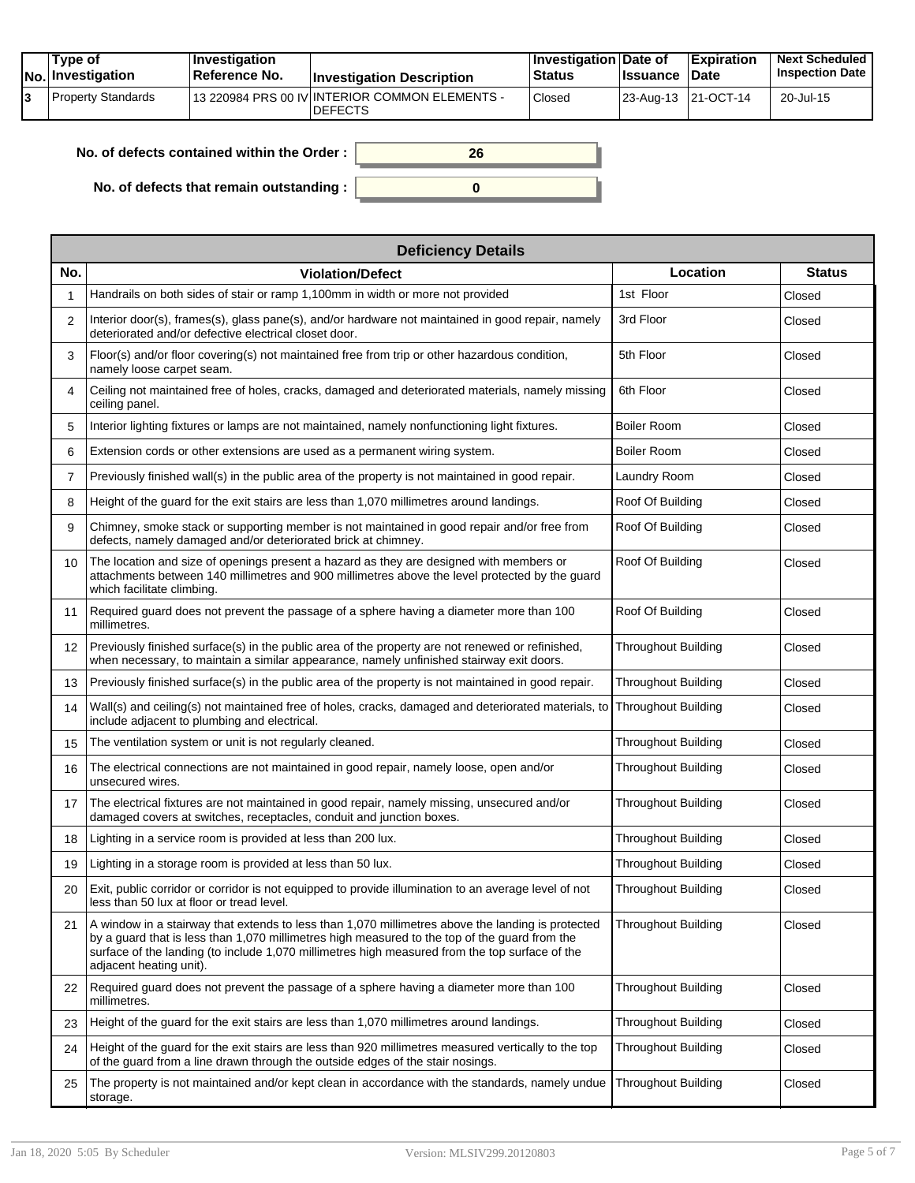| No. | Type of Investigation | Investigation Reference No. | Investigation Description | Investigation Status | Date of Issuance | Expiration Date | Next Scheduled Inspection Date |
|---|---|---|---|---|---|---|---|
| 3 | Property Standards | 13 220984 PRS 00 IV | INTERIOR COMMON ELEMENTS - DEFECTS | Closed | 23-Aug-13 | 21-OCT-14 | 20-Jul-15 |

**No. of defects contained within the Order :** 26

**No. of defects that remain outstanding :** 0

| Deficiency Details | | | |
|---|---|---|---|
| **No.** | **Violation/Defect** | **Location** | **Status** |
| 1 | Handrails on both sides of stair or ramp 1,100mm in width or more not provided | 1st Floor | Closed |
| 2 | Interior door(s), frames(s), glass pane(s), and/or hardware not maintained in good repair, namely deteriorated and/or defective electrical closet door. | 3rd Floor | Closed |
| 3 | Floor(s) and/or floor covering(s) not maintained free from trip or other hazardous condition, namely loose carpet seam. | 5th Floor | Closed |
| 4 | Ceiling not maintained free of holes, cracks, damaged and deteriorated materials, namely missing ceiling panel. | 6th Floor | Closed |
| 5 | Interior lighting fixtures or lamps are not maintained, namely nonfunctioning light fixtures. | Boiler Room | Closed |
| 6 | Extension cords or other extensions are used as a permanent wiring system. | Boiler Room | Closed |
| 7 | Previously finished wall(s) in the public area of the property is not maintained in good repair. | Laundry Room | Closed |
| 8 | Height of the guard for the exit stairs are less than 1,070 millimetres around landings. | Roof Of Building | Closed |
| 9 | Chimney, smoke stack or supporting member is not maintained in good repair and/or free from defects, namely damaged and/or deteriorated brick at chimney. | Roof Of Building | Closed |
| 10 | The location and size of openings present a hazard as they are designed with members or attachments between 140 millimetres and 900 millimetres above the level protected by the guard which facilitate climbing. | Roof Of Building | Closed |
| 11 | Required guard does not prevent the passage of a sphere having a diameter more than 100 millimetres. | Roof Of Building | Closed |
| 12 | Previously finished surface(s) in the public area of the property are not renewed or refinished, when necessary, to maintain a similar appearance, namely unfinished stairway exit doors. | Throughout Building | Closed |
| 13 | Previously finished surface(s) in the public area of the property is not maintained in good repair. | Throughout Building | Closed |
| 14 | Wall(s) and ceiling(s) not maintained free of holes, cracks, damaged and deteriorated materials, to include adjacent to plumbing and electrical. | Throughout Building | Closed |
| 15 | The ventilation system or unit is not regularly cleaned. | Throughout Building | Closed |
| 16 | The electrical connections are not maintained in good repair, namely loose, open and/or unsecured wires. | Throughout Building | Closed |
| 17 | The electrical fixtures are not maintained in good repair, namely missing, unsecured and/or damaged covers at switches, receptacles, conduit and junction boxes. | Throughout Building | Closed |
| 18 | Lighting in a service room is provided at less than 200 lux. | Throughout Building | Closed |
| 19 | Lighting in a storage room is provided at less than 50 lux. | Throughout Building | Closed |
| 20 | Exit, public corridor or corridor is not equipped to provide illumination to an average level of not less than 50 lux at floor or tread level. | Throughout Building | Closed |
| 21 | A window in a stairway that extends to less than 1,070 millimetres above the landing is protected by a guard that is less than 1,070 millimetres high measured to the top of the guard from the surface of the landing (to include 1,070 millimetres high measured from the top surface of the adjacent heating unit). | Throughout Building | Closed |
| 22 | Required guard does not prevent the passage of a sphere having a diameter more than 100 millimetres. | Throughout Building | Closed |
| 23 | Height of the guard for the exit stairs are less than 1,070 millimetres around landings. | Throughout Building | Closed |
| 24 | Height of the guard for the exit stairs are less than 920 millimetres measured vertically to the top of the guard from a line drawn through the outside edges of the stair nosings. | Throughout Building | Closed |
| 25 | The property is not maintained and/or kept clean in accordance with the standards, namely undue storage. | Throughout Building | Closed |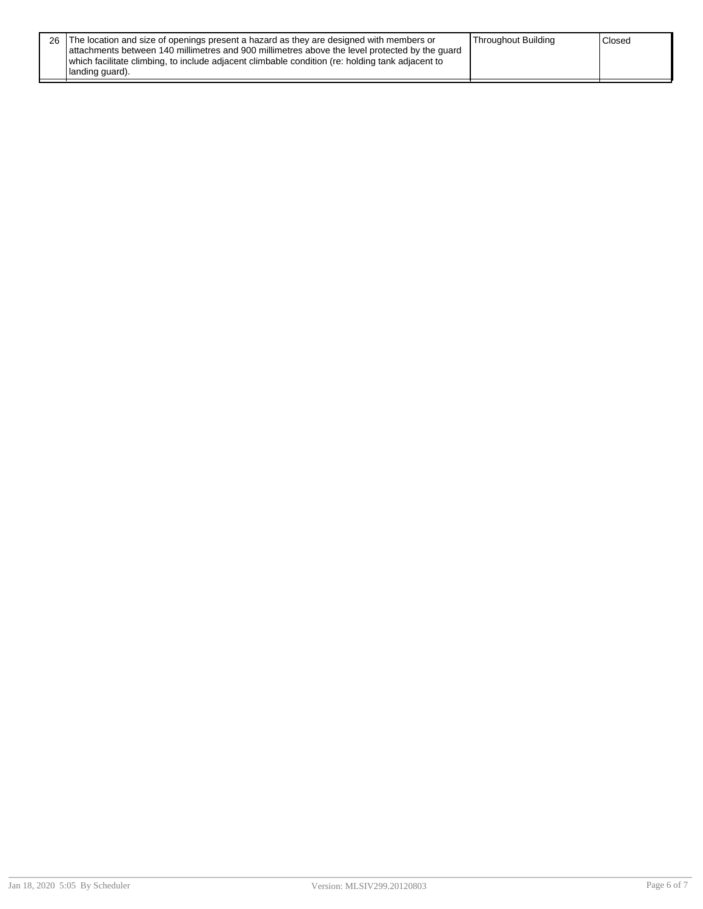| | | | |
|---|---|---|---|
| 26 | The location and size of openings present a hazard as they are designed with members or attachments between 140 millimetres and 900 millimetres above the level protected by the guard which facilitate climbing, to include adjacent climbable condition (re: holding tank adjacent to landing guard). | Throughout Building | Closed |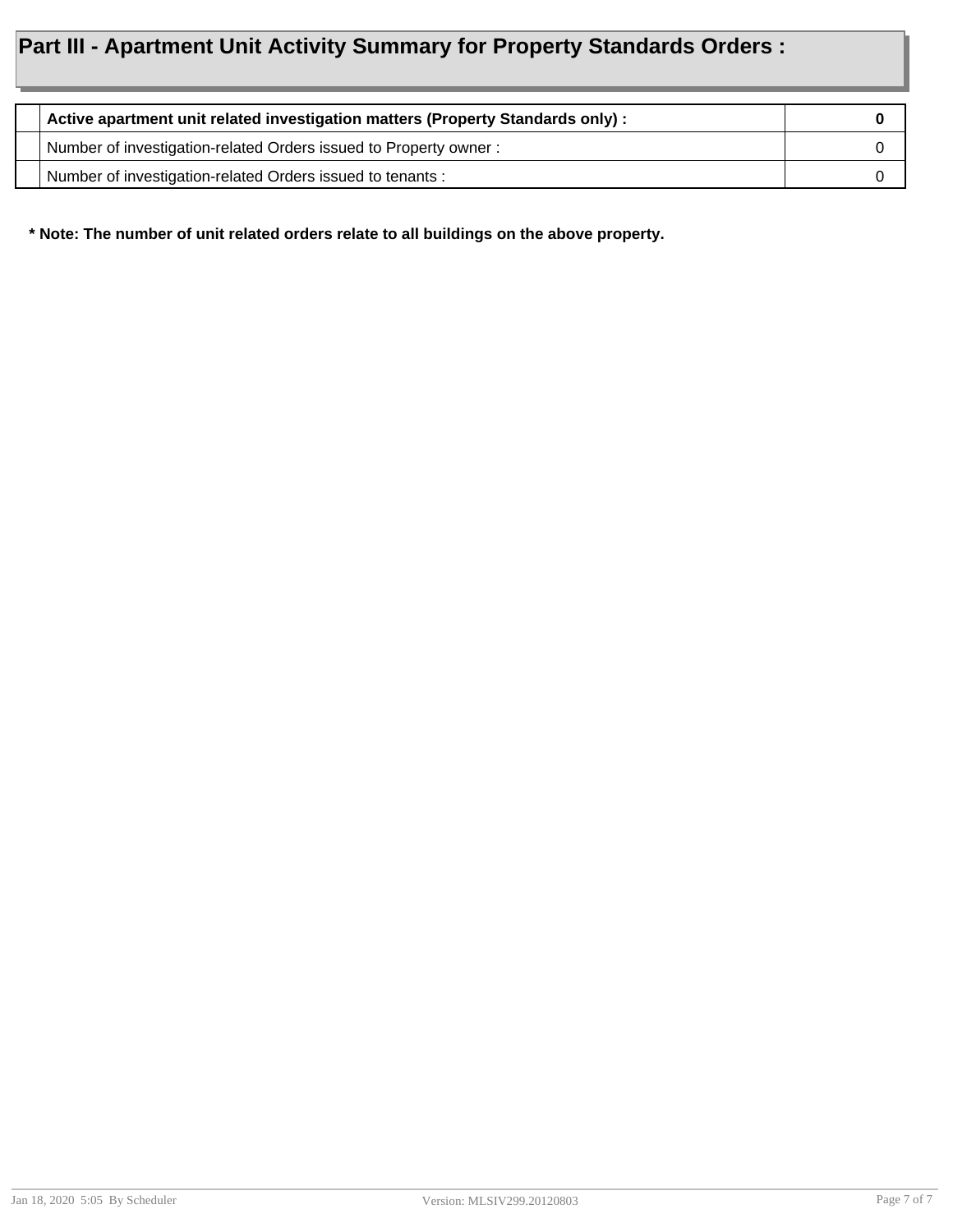# Part III - Apartment Unit Activity Summary for Property Standards Orders :

| | | |
|---|---|---|
| | **Active apartment unit related investigation matters (Property Standards only) :** | **0** |
| | Number of investigation-related Orders issued to Property owner : | 0 |
| | Number of investigation-related Orders issued to tenants : | 0 |

**\* Note: The number of unit related orders relate to all buildings on the above property.**

Jan 18, 2020 5:05 By Scheduler Version: MLSIV299.20120803